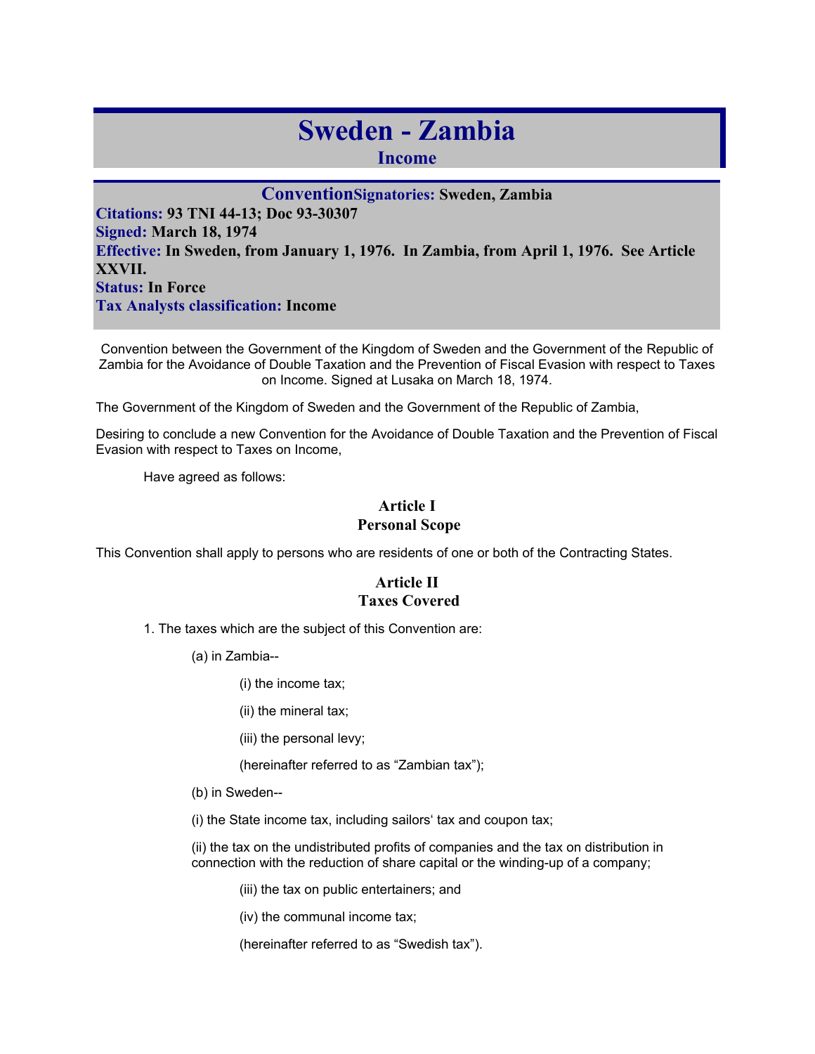# Sweden - Zambia

## Income

**Convention Signatories:** Sweden, Zambia
**Citations:** 93 TNI 44-13; Doc 93-30307
**Signed:** March 18, 1974
**Effective:** In Sweden, from January 1, 1976. In Zambia, from April 1, 1976. See Article XXVII.
**Status:** In Force
**Tax Analysts classification:** Income

Convention between the Government of the Kingdom of Sweden and the Government of the Republic of Zambia for the Avoidance of Double Taxation and the Prevention of Fiscal Evasion with respect to Taxes on Income. Signed at Lusaka on March 18, 1974.

The Government of the Kingdom of Sweden and the Government of the Republic of Zambia,

Desiring to conclude a new Convention for the Avoidance of Double Taxation and the Prevention of Fiscal Evasion with respect to Taxes on Income,

Have agreed as follows:

### Article I
### Personal Scope

This Convention shall apply to persons who are residents of one or both of the Contracting States.

### Article II
### Taxes Covered

1. The taxes which are the subject of this Convention are:

(a) in Zambia--

(i) the income tax;

(ii) the mineral tax;

(iii) the personal levy;

(hereinafter referred to as "Zambian tax");

(b) in Sweden--

(i) the State income tax, including sailors' tax and coupon tax;

(ii) the tax on the undistributed profits of companies and the tax on distribution in connection with the reduction of share capital or the winding-up of a company;

(iii) the tax on public entertainers; and

(iv) the communal income tax;

(hereinafter referred to as "Swedish tax").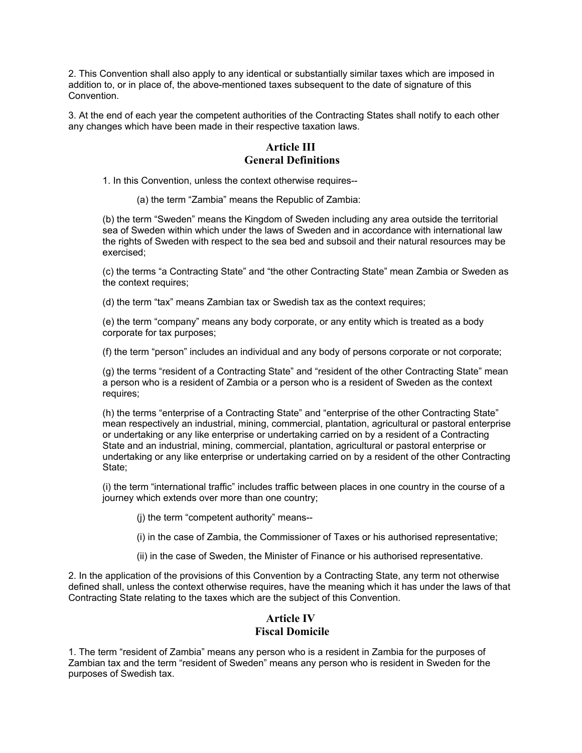2. This Convention shall also apply to any identical or substantially similar taxes which are imposed in addition to, or in place of, the above-mentioned taxes subsequent to the date of signature of this Convention.

3. At the end of each year the competent authorities of the Contracting States shall notify to each other any changes which have been made in their respective taxation laws.

## Article III
## General Definitions

1. In this Convention, unless the context otherwise requires--

(a) the term "Zambia" means the Republic of Zambia:

(b) the term "Sweden" means the Kingdom of Sweden including any area outside the territorial sea of Sweden within which under the laws of Sweden and in accordance with international law the rights of Sweden with respect to the sea bed and subsoil and their natural resources may be exercised;

(c) the terms "a Contracting State" and "the other Contracting State" mean Zambia or Sweden as the context requires;

(d) the term "tax" means Zambian tax or Swedish tax as the context requires;

(e) the term "company" means any body corporate, or any entity which is treated as a body corporate for tax purposes;

(f) the term "person" includes an individual and any body of persons corporate or not corporate;

(g) the terms "resident of a Contracting State" and "resident of the other Contracting State" mean a person who is a resident of Zambia or a person who is a resident of Sweden as the context requires;

(h) the terms "enterprise of a Contracting State" and "enterprise of the other Contracting State" mean respectively an industrial, mining, commercial, plantation, agricultural or pastoral enterprise or undertaking or any like enterprise or undertaking carried on by a resident of a Contracting State and an industrial, mining, commercial, plantation, agricultural or pastoral enterprise or undertaking or any like enterprise or undertaking carried on by a resident of the other Contracting State;

(i) the term "international traffic" includes traffic between places in one country in the course of a journey which extends over more than one country;

(j) the term "competent authority" means--

(i) in the case of Zambia, the Commissioner of Taxes or his authorised representative;

(ii) in the case of Sweden, the Minister of Finance or his authorised representative.

2. In the application of the provisions of this Convention by a Contracting State, any term not otherwise defined shall, unless the context otherwise requires, have the meaning which it has under the laws of that Contracting State relating to the taxes which are the subject of this Convention.

## Article IV
## Fiscal Domicile

1. The term "resident of Zambia" means any person who is a resident in Zambia for the purposes of Zambian tax and the term "resident of Sweden" means any person who is resident in Sweden for the purposes of Swedish tax.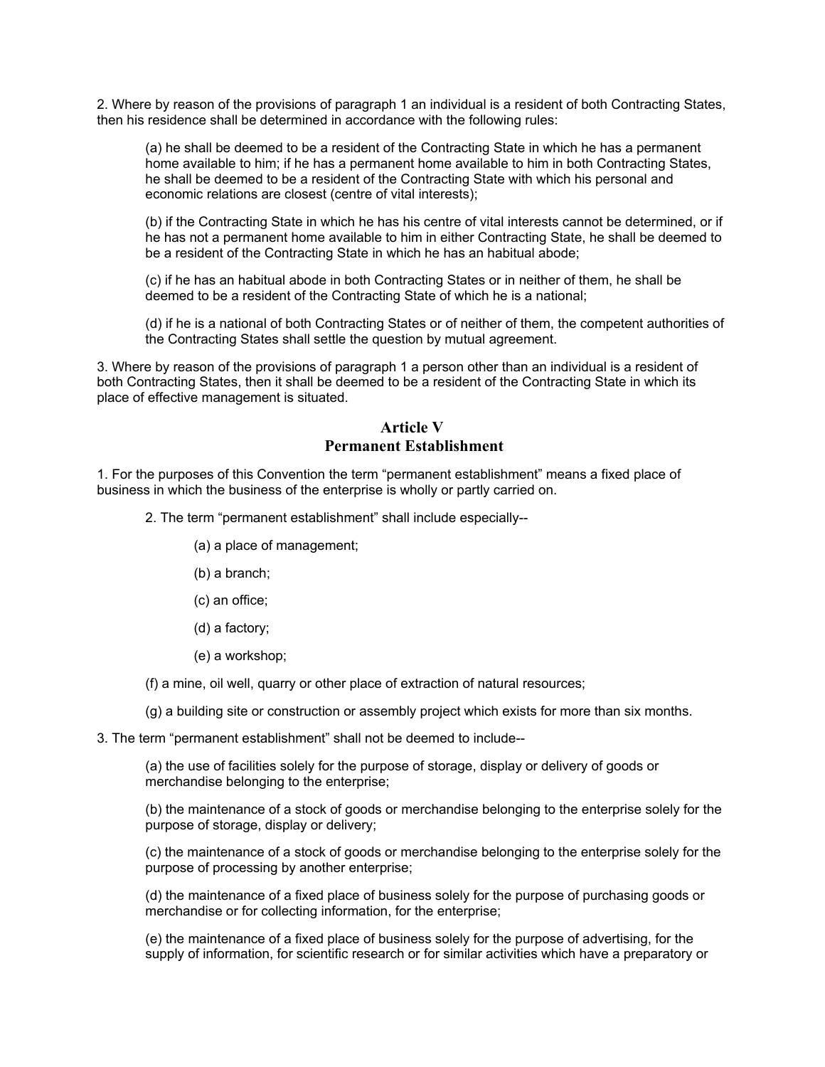2. Where by reason of the provisions of paragraph 1 an individual is a resident of both Contracting States, then his residence shall be determined in accordance with the following rules:

(a) he shall be deemed to be a resident of the Contracting State in which he has a permanent home available to him; if he has a permanent home available to him in both Contracting States, he shall be deemed to be a resident of the Contracting State with which his personal and economic relations are closest (centre of vital interests);

(b) if the Contracting State in which he has his centre of vital interests cannot be determined, or if he has not a permanent home available to him in either Contracting State, he shall be deemed to be a resident of the Contracting State in which he has an habitual abode;

(c) if he has an habitual abode in both Contracting States or in neither of them, he shall be deemed to be a resident of the Contracting State of which he is a national;

(d) if he is a national of both Contracting States or of neither of them, the competent authorities of the Contracting States shall settle the question by mutual agreement.

3. Where by reason of the provisions of paragraph 1 a person other than an individual is a resident of both Contracting States, then it shall be deemed to be a resident of the Contracting State in which its place of effective management is situated.

## Article V
## Permanent Establishment

1. For the purposes of this Convention the term "permanent establishment" means a fixed place of business in which the business of the enterprise is wholly or partly carried on.

2. The term "permanent establishment" shall include especially--

(a) a place of management;

(b) a branch;

(c) an office;

(d) a factory;

(e) a workshop;

(f) a mine, oil well, quarry or other place of extraction of natural resources;

(g) a building site or construction or assembly project which exists for more than six months.

3. The term "permanent establishment" shall not be deemed to include--

(a) the use of facilities solely for the purpose of storage, display or delivery of goods or merchandise belonging to the enterprise;

(b) the maintenance of a stock of goods or merchandise belonging to the enterprise solely for the purpose of storage, display or delivery;

(c) the maintenance of a stock of goods or merchandise belonging to the enterprise solely for the purpose of processing by another enterprise;

(d) the maintenance of a fixed place of business solely for the purpose of purchasing goods or merchandise or for collecting information, for the enterprise;

(e) the maintenance of a fixed place of business solely for the purpose of advertising, for the supply of information, for scientific research or for similar activities which have a preparatory or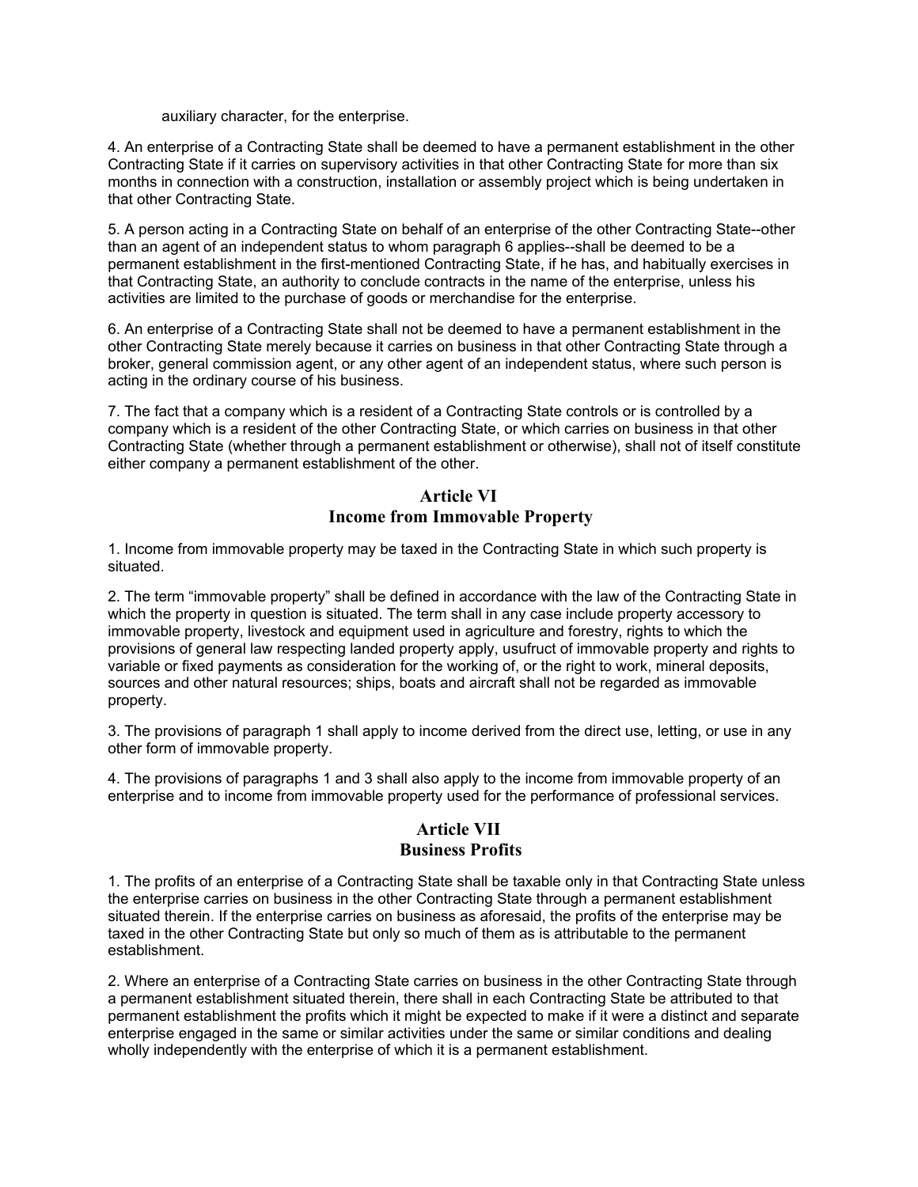auxiliary character, for the enterprise.

4. An enterprise of a Contracting State shall be deemed to have a permanent establishment in the other Contracting State if it carries on supervisory activities in that other Contracting State for more than six months in connection with a construction, installation or assembly project which is being undertaken in that other Contracting State.

5. A person acting in a Contracting State on behalf of an enterprise of the other Contracting State--other than an agent of an independent status to whom paragraph 6 applies--shall be deemed to be a permanent establishment in the first-mentioned Contracting State, if he has, and habitually exercises in that Contracting State, an authority to conclude contracts in the name of the enterprise, unless his activities are limited to the purchase of goods or merchandise for the enterprise.

6. An enterprise of a Contracting State shall not be deemed to have a permanent establishment in the other Contracting State merely because it carries on business in that other Contracting State through a broker, general commission agent, or any other agent of an independent status, where such person is acting in the ordinary course of his business.

7. The fact that a company which is a resident of a Contracting State controls or is controlled by a company which is a resident of the other Contracting State, or which carries on business in that other Contracting State (whether through a permanent establishment or otherwise), shall not of itself constitute either company a permanent establishment of the other.

## Article VI
## Income from Immovable Property

1. Income from immovable property may be taxed in the Contracting State in which such property is situated.

2. The term "immovable property" shall be defined in accordance with the law of the Contracting State in which the property in question is situated. The term shall in any case include property accessory to immovable property, livestock and equipment used in agriculture and forestry, rights to which the provisions of general law respecting landed property apply, usufruct of immovable property and rights to variable or fixed payments as consideration for the working of, or the right to work, mineral deposits, sources and other natural resources; ships, boats and aircraft shall not be regarded as immovable property.

3. The provisions of paragraph 1 shall apply to income derived from the direct use, letting, or use in any other form of immovable property.

4. The provisions of paragraphs 1 and 3 shall also apply to the income from immovable property of an enterprise and to income from immovable property used for the performance of professional services.

## Article VII
## Business Profits

1. The profits of an enterprise of a Contracting State shall be taxable only in that Contracting State unless the enterprise carries on business in the other Contracting State through a permanent establishment situated therein. If the enterprise carries on business as aforesaid, the profits of the enterprise may be taxed in the other Contracting State but only so much of them as is attributable to the permanent establishment.

2. Where an enterprise of a Contracting State carries on business in the other Contracting State through a permanent establishment situated therein, there shall in each Contracting State be attributed to that permanent establishment the profits which it might be expected to make if it were a distinct and separate enterprise engaged in the same or similar activities under the same or similar conditions and dealing wholly independently with the enterprise of which it is a permanent establishment.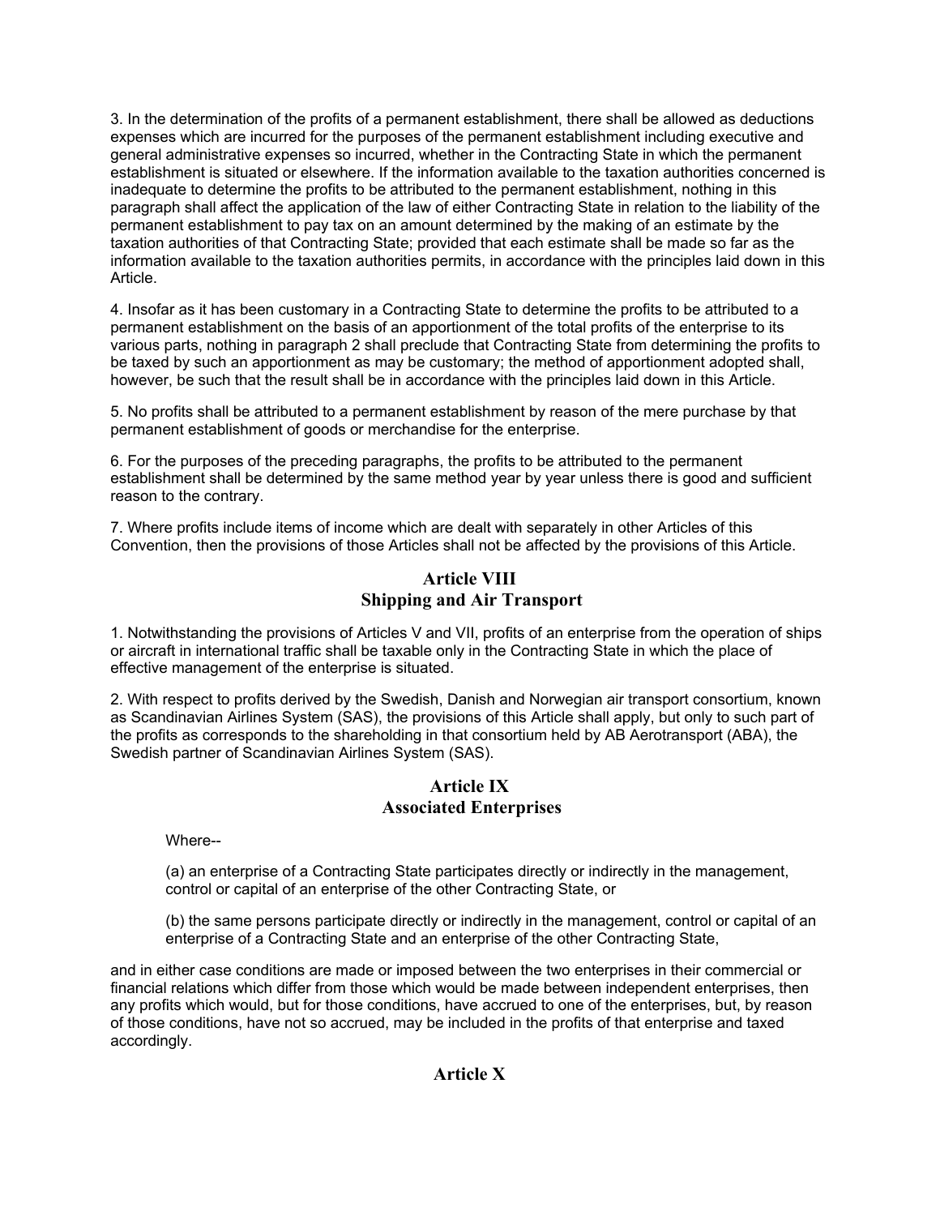3. In the determination of the profits of a permanent establishment, there shall be allowed as deductions expenses which are incurred for the purposes of the permanent establishment including executive and general administrative expenses so incurred, whether in the Contracting State in which the permanent establishment is situated or elsewhere. If the information available to the taxation authorities concerned is inadequate to determine the profits to be attributed to the permanent establishment, nothing in this paragraph shall affect the application of the law of either Contracting State in relation to the liability of the permanent establishment to pay tax on an amount determined by the making of an estimate by the taxation authorities of that Contracting State; provided that each estimate shall be made so far as the information available to the taxation authorities permits, in accordance with the principles laid down in this Article.

4. Insofar as it has been customary in a Contracting State to determine the profits to be attributed to a permanent establishment on the basis of an apportionment of the total profits of the enterprise to its various parts, nothing in paragraph 2 shall preclude that Contracting State from determining the profits to be taxed by such an apportionment as may be customary; the method of apportionment adopted shall, however, be such that the result shall be in accordance with the principles laid down in this Article.

5. No profits shall be attributed to a permanent establishment by reason of the mere purchase by that permanent establishment of goods or merchandise for the enterprise.

6. For the purposes of the preceding paragraphs, the profits to be attributed to the permanent establishment shall be determined by the same method year by year unless there is good and sufficient reason to the contrary.

7. Where profits include items of income which are dealt with separately in other Articles of this Convention, then the provisions of those Articles shall not be affected by the provisions of this Article.

## Article VIII
## Shipping and Air Transport

1. Notwithstanding the provisions of Articles V and VII, profits of an enterprise from the operation of ships or aircraft in international traffic shall be taxable only in the Contracting State in which the place of effective management of the enterprise is situated.

2. With respect to profits derived by the Swedish, Danish and Norwegian air transport consortium, known as Scandinavian Airlines System (SAS), the provisions of this Article shall apply, but only to such part of the profits as corresponds to the shareholding in that consortium held by AB Aerotransport (ABA), the Swedish partner of Scandinavian Airlines System (SAS).

## Article IX
## Associated Enterprises

Where--

(a) an enterprise of a Contracting State participates directly or indirectly in the management, control or capital of an enterprise of the other Contracting State, or

(b) the same persons participate directly or indirectly in the management, control or capital of an enterprise of a Contracting State and an enterprise of the other Contracting State,

and in either case conditions are made or imposed between the two enterprises in their commercial or financial relations which differ from those which would be made between independent enterprises, then any profits which would, but for those conditions, have accrued to one of the enterprises, but, by reason of those conditions, have not so accrued, may be included in the profits of that enterprise and taxed accordingly.

## Article X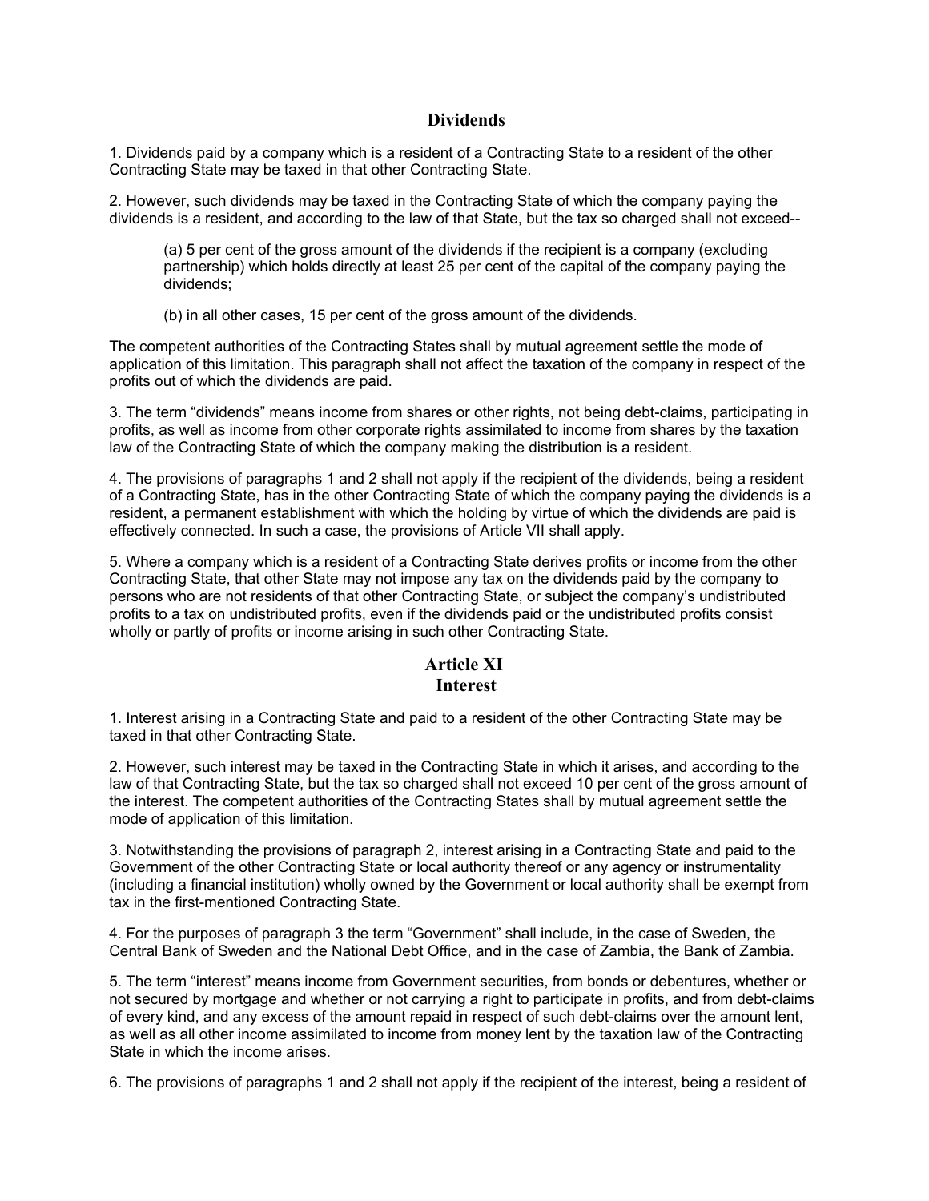## Dividends

1. Dividends paid by a company which is a resident of a Contracting State to a resident of the other Contracting State may be taxed in that other Contracting State.

2. However, such dividends may be taxed in the Contracting State of which the company paying the dividends is a resident, and according to the law of that State, but the tax so charged shall not exceed--

> (a) 5 per cent of the gross amount of the dividends if the recipient is a company (excluding partnership) which holds directly at least 25 per cent of the capital of the company paying the dividends;
>
> (b) in all other cases, 15 per cent of the gross amount of the dividends.

The competent authorities of the Contracting States shall by mutual agreement settle the mode of application of this limitation. This paragraph shall not affect the taxation of the company in respect of the profits out of which the dividends are paid.

3. The term "dividends" means income from shares or other rights, not being debt-claims, participating in profits, as well as income from other corporate rights assimilated to income from shares by the taxation law of the Contracting State of which the company making the distribution is a resident.

4. The provisions of paragraphs 1 and 2 shall not apply if the recipient of the dividends, being a resident of a Contracting State, has in the other Contracting State of which the company paying the dividends is a resident, a permanent establishment with which the holding by virtue of which the dividends are paid is effectively connected. In such a case, the provisions of Article VII shall apply.

5. Where a company which is a resident of a Contracting State derives profits or income from the other Contracting State, that other State may not impose any tax on the dividends paid by the company to persons who are not residents of that other Contracting State, or subject the company's undistributed profits to a tax on undistributed profits, even if the dividends paid or the undistributed profits consist wholly or partly of profits or income arising in such other Contracting State.

## Article XI
## Interest

1. Interest arising in a Contracting State and paid to a resident of the other Contracting State may be taxed in that other Contracting State.

2. However, such interest may be taxed in the Contracting State in which it arises, and according to the law of that Contracting State, but the tax so charged shall not exceed 10 per cent of the gross amount of the interest. The competent authorities of the Contracting States shall by mutual agreement settle the mode of application of this limitation.

3. Notwithstanding the provisions of paragraph 2, interest arising in a Contracting State and paid to the Government of the other Contracting State or local authority thereof or any agency or instrumentality (including a financial institution) wholly owned by the Government or local authority shall be exempt from tax in the first-mentioned Contracting State.

4. For the purposes of paragraph 3 the term "Government" shall include, in the case of Sweden, the Central Bank of Sweden and the National Debt Office, and in the case of Zambia, the Bank of Zambia.

5. The term "interest" means income from Government securities, from bonds or debentures, whether or not secured by mortgage and whether or not carrying a right to participate in profits, and from debt-claims of every kind, and any excess of the amount repaid in respect of such debt-claims over the amount lent, as well as all other income assimilated to income from money lent by the taxation law of the Contracting State in which the income arises.

6. The provisions of paragraphs 1 and 2 shall not apply if the recipient of the interest, being a resident of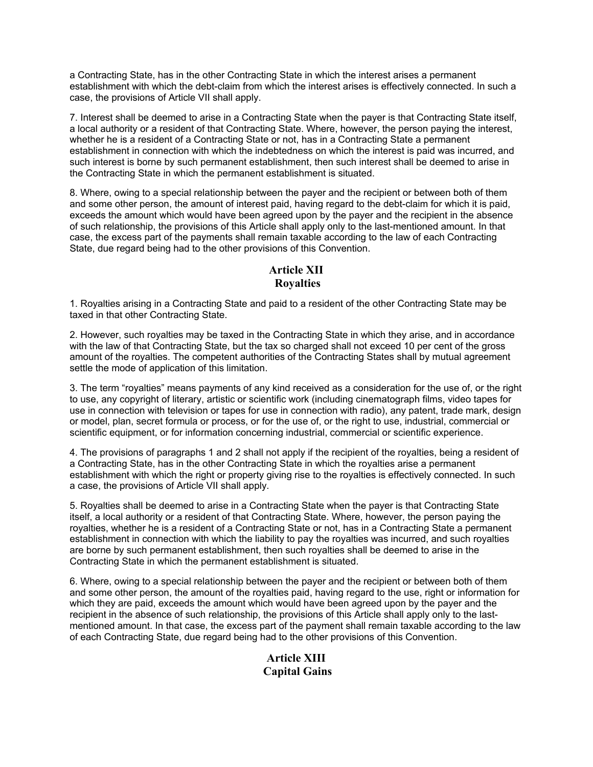a Contracting State, has in the other Contracting State in which the interest arises a permanent establishment with which the debt-claim from which the interest arises is effectively connected. In such a case, the provisions of Article VII shall apply.

7. Interest shall be deemed to arise in a Contracting State when the payer is that Contracting State itself, a local authority or a resident of that Contracting State. Where, however, the person paying the interest, whether he is a resident of a Contracting State or not, has in a Contracting State a permanent establishment in connection with which the indebtedness on which the interest is paid was incurred, and such interest is borne by such permanent establishment, then such interest shall be deemed to arise in the Contracting State in which the permanent establishment is situated.

8. Where, owing to a special relationship between the payer and the recipient or between both of them and some other person, the amount of interest paid, having regard to the debt-claim for which it is paid, exceeds the amount which would have been agreed upon by the payer and the recipient in the absence of such relationship, the provisions of this Article shall apply only to the last-mentioned amount. In that case, the excess part of the payments shall remain taxable according to the law of each Contracting State, due regard being had to the other provisions of this Convention.

## Article XII
## Royalties

1. Royalties arising in a Contracting State and paid to a resident of the other Contracting State may be taxed in that other Contracting State.

2. However, such royalties may be taxed in the Contracting State in which they arise, and in accordance with the law of that Contracting State, but the tax so charged shall not exceed 10 per cent of the gross amount of the royalties. The competent authorities of the Contracting States shall by mutual agreement settle the mode of application of this limitation.

3. The term "royalties" means payments of any kind received as a consideration for the use of, or the right to use, any copyright of literary, artistic or scientific work (including cinematograph films, video tapes for use in connection with television or tapes for use in connection with radio), any patent, trade mark, design or model, plan, secret formula or process, or for the use of, or the right to use, industrial, commercial or scientific equipment, or for information concerning industrial, commercial or scientific experience.

4. The provisions of paragraphs 1 and 2 shall not apply if the recipient of the royalties, being a resident of a Contracting State, has in the other Contracting State in which the royalties arise a permanent establishment with which the right or property giving rise to the royalties is effectively connected. In such a case, the provisions of Article VII shall apply.

5. Royalties shall be deemed to arise in a Contracting State when the payer is that Contracting State itself, a local authority or a resident of that Contracting State. Where, however, the person paying the royalties, whether he is a resident of a Contracting State or not, has in a Contracting State a permanent establishment in connection with which the liability to pay the royalties was incurred, and such royalties are borne by such permanent establishment, then such royalties shall be deemed to arise in the Contracting State in which the permanent establishment is situated.

6. Where, owing to a special relationship between the payer and the recipient or between both of them and some other person, the amount of the royalties paid, having regard to the use, right or information for which they are paid, exceeds the amount which would have been agreed upon by the payer and the recipient in the absence of such relationship, the provisions of this Article shall apply only to the last-mentioned amount. In that case, the excess part of the payment shall remain taxable according to the law of each Contracting State, due regard being had to the other provisions of this Convention.

## Article XIII
## Capital Gains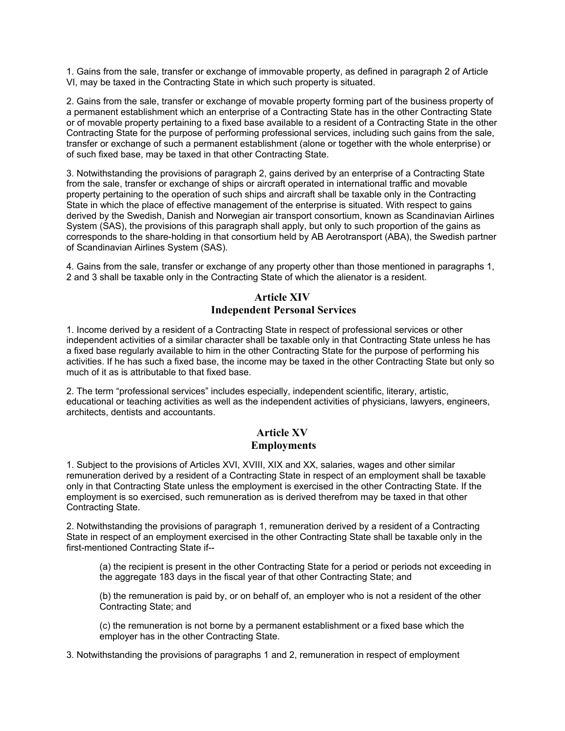1. Gains from the sale, transfer or exchange of immovable property, as defined in paragraph 2 of Article VI, may be taxed in the Contracting State in which such property is situated.

2. Gains from the sale, transfer or exchange of movable property forming part of the business property of a permanent establishment which an enterprise of a Contracting State has in the other Contracting State or of movable property pertaining to a fixed base available to a resident of a Contracting State in the other Contracting State for the purpose of performing professional services, including such gains from the sale, transfer or exchange of such a permanent establishment (alone or together with the whole enterprise) or of such fixed base, may be taxed in that other Contracting State.

3. Notwithstanding the provisions of paragraph 2, gains derived by an enterprise of a Contracting State from the sale, transfer or exchange of ships or aircraft operated in international traffic and movable property pertaining to the operation of such ships and aircraft shall be taxable only in the Contracting State in which the place of effective management of the enterprise is situated. With respect to gains derived by the Swedish, Danish and Norwegian air transport consortium, known as Scandinavian Airlines System (SAS), the provisions of this paragraph shall apply, but only to such proportion of the gains as corresponds to the share-holding in that consortium held by AB Aerotransport (ABA), the Swedish partner of Scandinavian Airlines System (SAS).

4. Gains from the sale, transfer or exchange of any property other than those mentioned in paragraphs 1, 2 and 3 shall be taxable only in the Contracting State of which the alienator is a resident.

## Article XIV
## Independent Personal Services

1. Income derived by a resident of a Contracting State in respect of professional services or other independent activities of a similar character shall be taxable only in that Contracting State unless he has a fixed base regularly available to him in the other Contracting State for the purpose of performing his activities. If he has such a fixed base, the income may be taxed in the other Contracting State but only so much of it as is attributable to that fixed base.

2. The term “professional services” includes especially, independent scientific, literary, artistic, educational or teaching activities as well as the independent activities of physicians, lawyers, engineers, architects, dentists and accountants.

## Article XV
## Employments

1. Subject to the provisions of Articles XVI, XVIII, XIX and XX, salaries, wages and other similar remuneration derived by a resident of a Contracting State in respect of an employment shall be taxable only in that Contracting State unless the employment is exercised in the other Contracting State. If the employment is so exercised, such remuneration as is derived therefrom may be taxed in that other Contracting State.

2. Notwithstanding the provisions of paragraph 1, remuneration derived by a resident of a Contracting State in respect of an employment exercised in the other Contracting State shall be taxable only in the first-mentioned Contracting State if--

(a) the recipient is present in the other Contracting State for a period or periods not exceeding in the aggregate 183 days in the fiscal year of that other Contracting State; and

(b) the remuneration is paid by, or on behalf of, an employer who is not a resident of the other Contracting State; and

(c) the remuneration is not borne by a permanent establishment or a fixed base which the employer has in the other Contracting State.

3. Notwithstanding the provisions of paragraphs 1 and 2, remuneration in respect of employment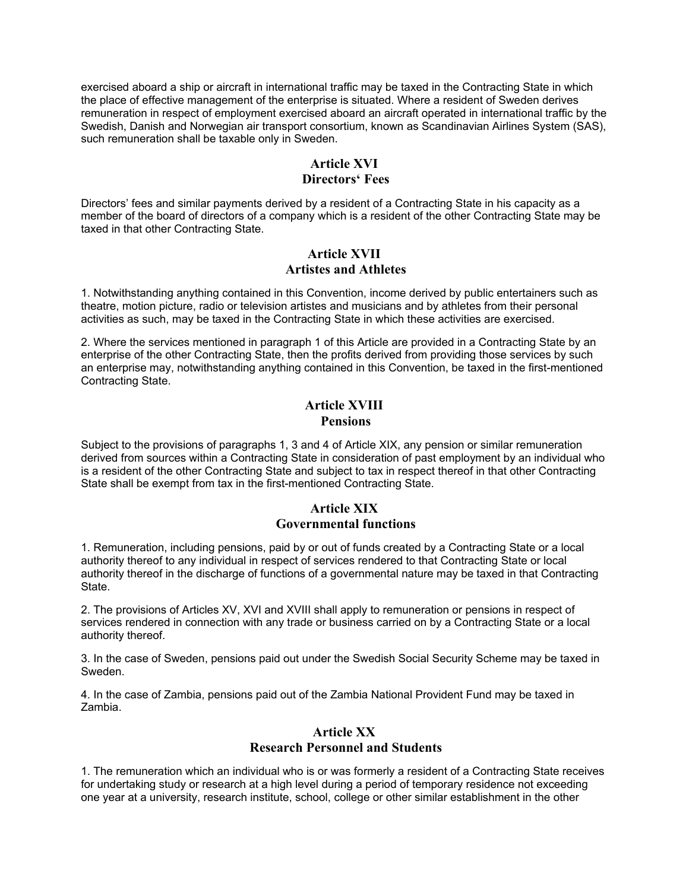exercised aboard a ship or aircraft in international traffic may be taxed in the Contracting State in which the place of effective management of the enterprise is situated. Where a resident of Sweden derives remuneration in respect of employment exercised aboard an aircraft operated in international traffic by the Swedish, Danish and Norwegian air transport consortium, known as Scandinavian Airlines System (SAS), such remuneration shall be taxable only in Sweden.

## Article XVI
## Directors' Fees

Directors' fees and similar payments derived by a resident of a Contracting State in his capacity as a member of the board of directors of a company which is a resident of the other Contracting State may be taxed in that other Contracting State.

## Article XVII
## Artistes and Athletes

1. Notwithstanding anything contained in this Convention, income derived by public entertainers such as theatre, motion picture, radio or television artistes and musicians and by athletes from their personal activities as such, may be taxed in the Contracting State in which these activities are exercised.

2. Where the services mentioned in paragraph 1 of this Article are provided in a Contracting State by an enterprise of the other Contracting State, then the profits derived from providing those services by such an enterprise may, notwithstanding anything contained in this Convention, be taxed in the first-mentioned Contracting State.

## Article XVIII
## Pensions

Subject to the provisions of paragraphs 1, 3 and 4 of Article XIX, any pension or similar remuneration derived from sources within a Contracting State in consideration of past employment by an individual who is a resident of the other Contracting State and subject to tax in respect thereof in that other Contracting State shall be exempt from tax in the first-mentioned Contracting State.

## Article XIX
## Governmental functions

1. Remuneration, including pensions, paid by or out of funds created by a Contracting State or a local authority thereof to any individual in respect of services rendered to that Contracting State or local authority thereof in the discharge of functions of a governmental nature may be taxed in that Contracting State.

2. The provisions of Articles XV, XVI and XVIII shall apply to remuneration or pensions in respect of services rendered in connection with any trade or business carried on by a Contracting State or a local authority thereof.

3. In the case of Sweden, pensions paid out under the Swedish Social Security Scheme may be taxed in Sweden.

4. In the case of Zambia, pensions paid out of the Zambia National Provident Fund may be taxed in Zambia.

## Article XX
## Research Personnel and Students

1. The remuneration which an individual who is or was formerly a resident of a Contracting State receives for undertaking study or research at a high level during a period of temporary residence not exceeding one year at a university, research institute, school, college or other similar establishment in the other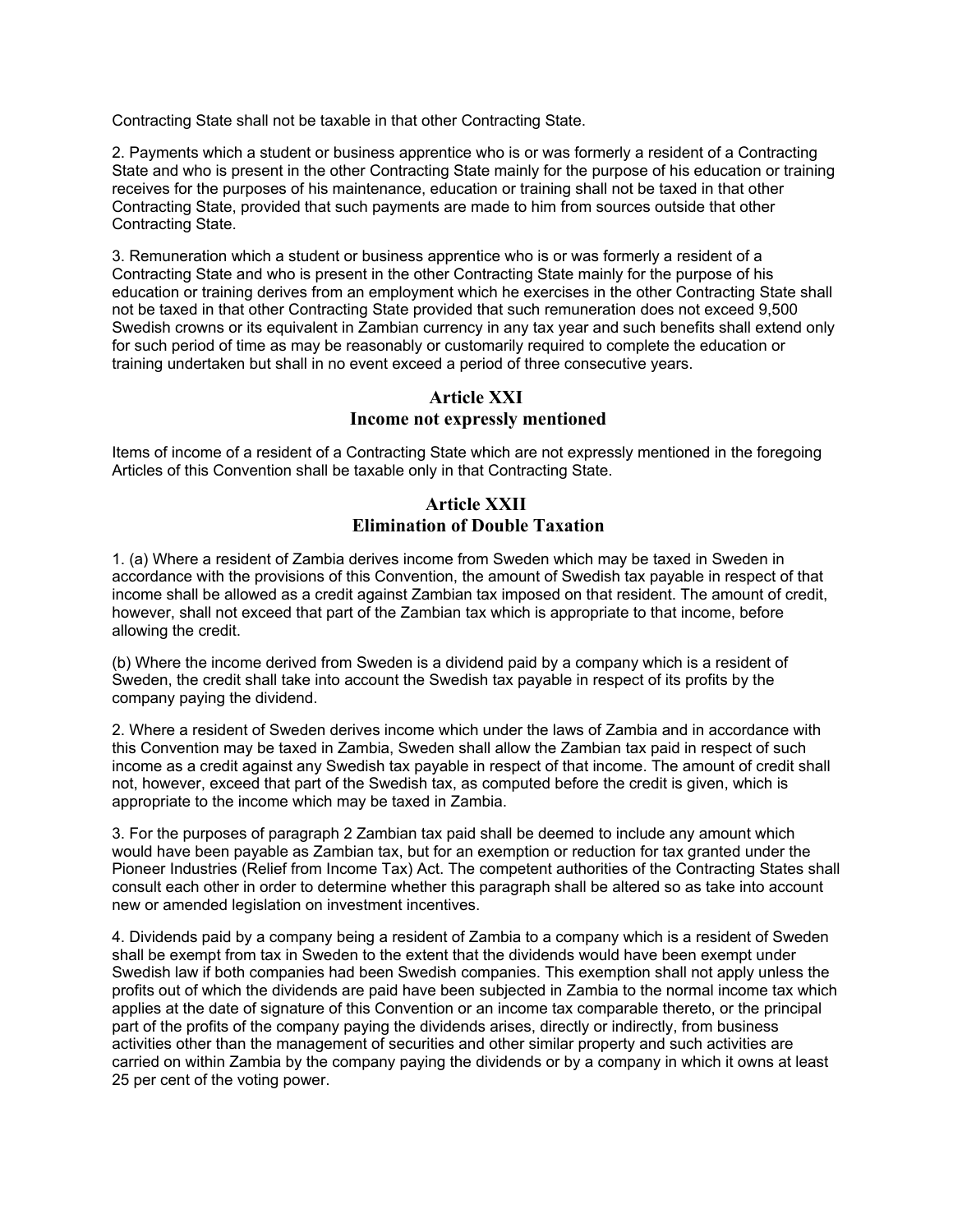Contracting State shall not be taxable in that other Contracting State.

2. Payments which a student or business apprentice who is or was formerly a resident of a Contracting State and who is present in the other Contracting State mainly for the purpose of his education or training receives for the purposes of his maintenance, education or training shall not be taxed in that other Contracting State, provided that such payments are made to him from sources outside that other Contracting State.

3. Remuneration which a student or business apprentice who is or was formerly a resident of a Contracting State and who is present in the other Contracting State mainly for the purpose of his education or training derives from an employment which he exercises in the other Contracting State shall not be taxed in that other Contracting State provided that such remuneration does not exceed 9,500 Swedish crowns or its equivalent in Zambian currency in any tax year and such benefits shall extend only for such period of time as may be reasonably or customarily required to complete the education or training undertaken but shall in no event exceed a period of three consecutive years.

## Article XXI
## Income not expressly mentioned

Items of income of a resident of a Contracting State which are not expressly mentioned in the foregoing Articles of this Convention shall be taxable only in that Contracting State.

## Article XXII
## Elimination of Double Taxation

1. (a) Where a resident of Zambia derives income from Sweden which may be taxed in Sweden in accordance with the provisions of this Convention, the amount of Swedish tax payable in respect of that income shall be allowed as a credit against Zambian tax imposed on that resident. The amount of credit, however, shall not exceed that part of the Zambian tax which is appropriate to that income, before allowing the credit.

(b) Where the income derived from Sweden is a dividend paid by a company which is a resident of Sweden, the credit shall take into account the Swedish tax payable in respect of its profits by the company paying the dividend.

2. Where a resident of Sweden derives income which under the laws of Zambia and in accordance with this Convention may be taxed in Zambia, Sweden shall allow the Zambian tax paid in respect of such income as a credit against any Swedish tax payable in respect of that income. The amount of credit shall not, however, exceed that part of the Swedish tax, as computed before the credit is given, which is appropriate to the income which may be taxed in Zambia.

3. For the purposes of paragraph 2 Zambian tax paid shall be deemed to include any amount which would have been payable as Zambian tax, but for an exemption or reduction for tax granted under the Pioneer Industries (Relief from Income Tax) Act. The competent authorities of the Contracting States shall consult each other in order to determine whether this paragraph shall be altered so as take into account new or amended legislation on investment incentives.

4. Dividends paid by a company being a resident of Zambia to a company which is a resident of Sweden shall be exempt from tax in Sweden to the extent that the dividends would have been exempt under Swedish law if both companies had been Swedish companies. This exemption shall not apply unless the profits out of which the dividends are paid have been subjected in Zambia to the normal income tax which applies at the date of signature of this Convention or an income tax comparable thereto, or the principal part of the profits of the company paying the dividends arises, directly or indirectly, from business activities other than the management of securities and other similar property and such activities are carried on within Zambia by the company paying the dividends or by a company in which it owns at least 25 per cent of the voting power.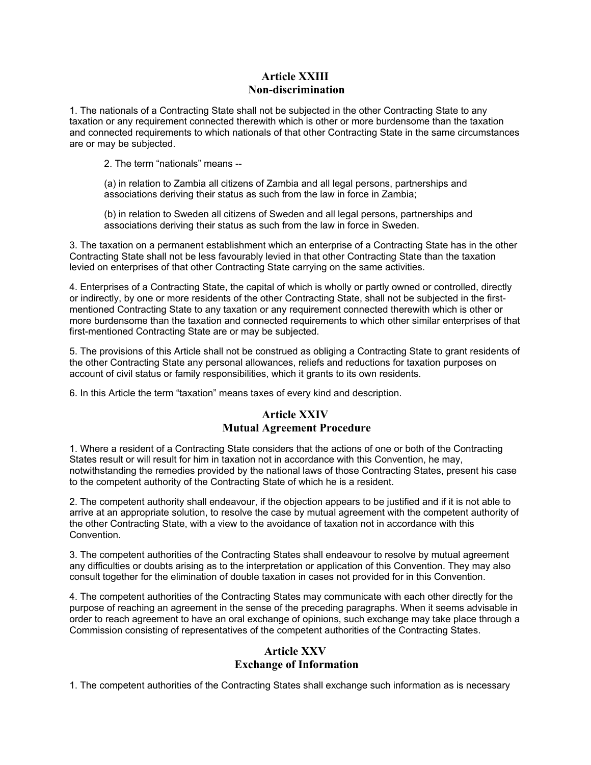## Article XXIII
## Non-discrimination

1. The nationals of a Contracting State shall not be subjected in the other Contracting State to any taxation or any requirement connected therewith which is other or more burdensome than the taxation and connected requirements to which nationals of that other Contracting State in the same circumstances are or may be subjected.

2. The term "nationals" means --

(a) in relation to Zambia all citizens of Zambia and all legal persons, partnerships and associations deriving their status as such from the law in force in Zambia;

(b) in relation to Sweden all citizens of Sweden and all legal persons, partnerships and associations deriving their status as such from the law in force in Sweden.

3. The taxation on a permanent establishment which an enterprise of a Contracting State has in the other Contracting State shall not be less favourably levied in that other Contracting State than the taxation levied on enterprises of that other Contracting State carrying on the same activities.

4. Enterprises of a Contracting State, the capital of which is wholly or partly owned or controlled, directly or indirectly, by one or more residents of the other Contracting State, shall not be subjected in the first-mentioned Contracting State to any taxation or any requirement connected therewith which is other or more burdensome than the taxation and connected requirements to which other similar enterprises of that first-mentioned Contracting State are or may be subjected.

5. The provisions of this Article shall not be construed as obliging a Contracting State to grant residents of the other Contracting State any personal allowances, reliefs and reductions for taxation purposes on account of civil status or family responsibilities, which it grants to its own residents.

6. In this Article the term "taxation" means taxes of every kind and description.

## Article XXIV
## Mutual Agreement Procedure

1. Where a resident of a Contracting State considers that the actions of one or both of the Contracting States result or will result for him in taxation not in accordance with this Convention, he may, notwithstanding the remedies provided by the national laws of those Contracting States, present his case to the competent authority of the Contracting State of which he is a resident.

2. The competent authority shall endeavour, if the objection appears to be justified and if it is not able to arrive at an appropriate solution, to resolve the case by mutual agreement with the competent authority of the other Contracting State, with a view to the avoidance of taxation not in accordance with this Convention.

3. The competent authorities of the Contracting States shall endeavour to resolve by mutual agreement any difficulties or doubts arising as to the interpretation or application of this Convention. They may also consult together for the elimination of double taxation in cases not provided for in this Convention.

4. The competent authorities of the Contracting States may communicate with each other directly for the purpose of reaching an agreement in the sense of the preceding paragraphs. When it seems advisable in order to reach agreement to have an oral exchange of opinions, such exchange may take place through a Commission consisting of representatives of the competent authorities of the Contracting States.

## Article XXV
## Exchange of Information

1. The competent authorities of the Contracting States shall exchange such information as is necessary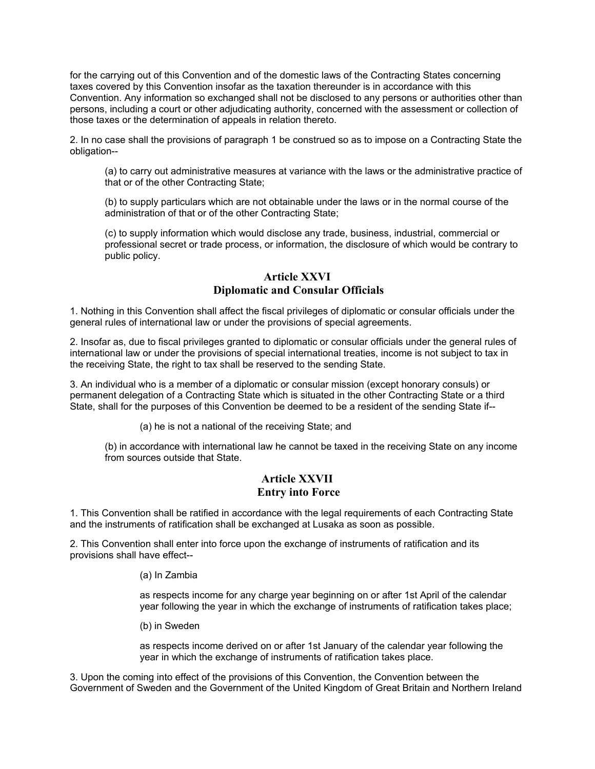for the carrying out of this Convention and of the domestic laws of the Contracting States concerning taxes covered by this Convention insofar as the taxation thereunder is in accordance with this Convention. Any information so exchanged shall not be disclosed to any persons or authorities other than persons, including a court or other adjudicating authority, concerned with the assessment or collection of those taxes or the determination of appeals in relation thereto.

2. In no case shall the provisions of paragraph 1 be construed so as to impose on a Contracting State the obligation--

> (a) to carry out administrative measures at variance with the laws or the administrative practice of that or of the other Contracting State;
>
> (b) to supply particulars which are not obtainable under the laws or in the normal course of the administration of that or of the other Contracting State;
>
> (c) to supply information which would disclose any trade, business, industrial, commercial or professional secret or trade process, or information, the disclosure of which would be contrary to public policy.

## Article XXVI
## Diplomatic and Consular Officials

1. Nothing in this Convention shall affect the fiscal privileges of diplomatic or consular officials under the general rules of international law or under the provisions of special agreements.

2. Insofar as, due to fiscal privileges granted to diplomatic or consular officials under the general rules of international law or under the provisions of special international treaties, income is not subject to tax in the receiving State, the right to tax shall be reserved to the sending State.

3. An individual who is a member of a diplomatic or consular mission (except honorary consuls) or permanent delegation of a Contracting State which is situated in the other Contracting State or a third State, shall for the purposes of this Convention be deemed to be a resident of the sending State if--

> (a) he is not a national of the receiving State; and
>
> (b) in accordance with international law he cannot be taxed in the receiving State on any income from sources outside that State.

## Article XXVII
## Entry into Force

1. This Convention shall be ratified in accordance with the legal requirements of each Contracting State and the instruments of ratification shall be exchanged at Lusaka as soon as possible.

2. This Convention shall enter into force upon the exchange of instruments of ratification and its provisions shall have effect--

> (a) In Zambia
>
> as respects income for any charge year beginning on or after 1st April of the calendar year following the year in which the exchange of instruments of ratification takes place;
>
> (b) in Sweden
>
> as respects income derived on or after 1st January of the calendar year following the year in which the exchange of instruments of ratification takes place.

3. Upon the coming into effect of the provisions of this Convention, the Convention between the Government of Sweden and the Government of the United Kingdom of Great Britain and Northern Ireland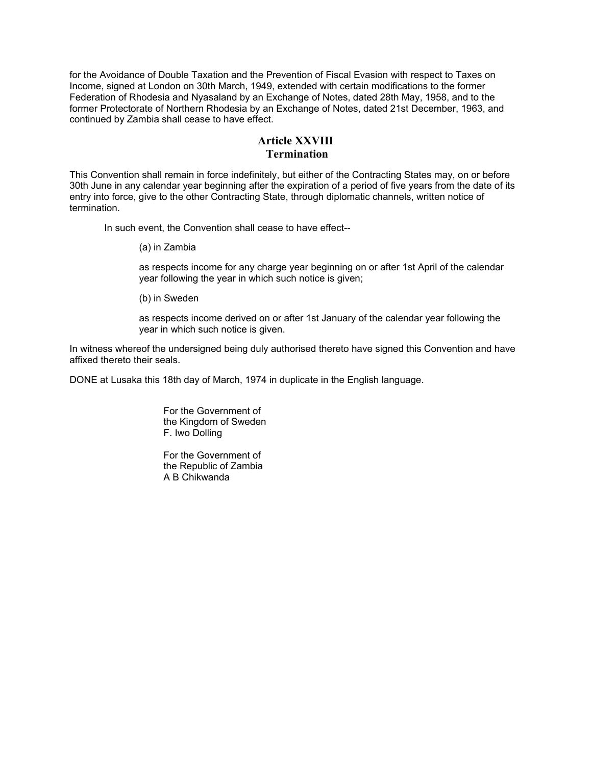for the Avoidance of Double Taxation and the Prevention of Fiscal Evasion with respect to Taxes on Income, signed at London on 30th March, 1949, extended with certain modifications to the former Federation of Rhodesia and Nyasaland by an Exchange of Notes, dated 28th May, 1958, and to the former Protectorate of Northern Rhodesia by an Exchange of Notes, dated 21st December, 1963, and continued by Zambia shall cease to have effect.

## Article XXVIII
## Termination

This Convention shall remain in force indefinitely, but either of the Contracting States may, on or before 30th June in any calendar year beginning after the expiration of a period of five years from the date of its entry into force, give to the other Contracting State, through diplomatic channels, written notice of termination.

In such event, the Convention shall cease to have effect--

(a) in Zambia

as respects income for any charge year beginning on or after 1st April of the calendar year following the year in which such notice is given;

(b) in Sweden

as respects income derived on or after 1st January of the calendar year following the year in which such notice is given.

In witness whereof the undersigned being duly authorised thereto have signed this Convention and have affixed thereto their seals.

DONE at Lusaka this 18th day of March, 1974 in duplicate in the English language.

For the Government of
the Kingdom of Sweden
F. Iwo Dolling

For the Government of
the Republic of Zambia
A B Chikwanda